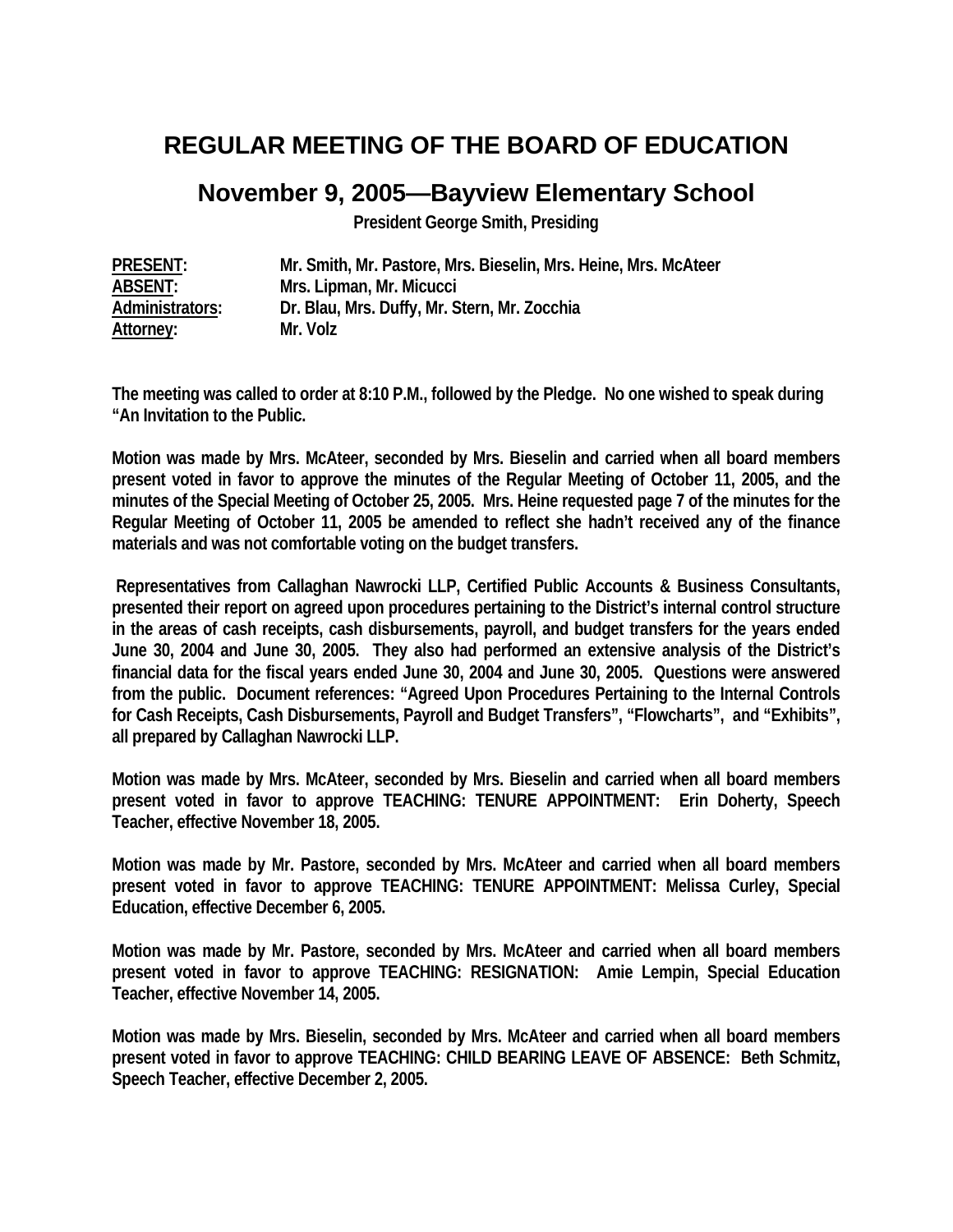# REGULAR MEETING OF THE BOARD OF EDUCATION

## November 9, 2005—Bayview Elementary School

**President George Smith, Presiding**

**PRESENT:** Mr. Smith, Mr. Pastore, Mrs. Bieselin, Mrs. Heine, Mrs. McAteer
**ABSENT:** Mrs. Lipman, Mr. Micucci
**Administrators:** Dr. Blau, Mrs. Duffy, Mr. Stern, Mr. Zocchia
**Attorney:** Mr. Volz

The meeting was called to order at 8:10 P.M., followed by the Pledge. No one wished to speak during "An Invitation to the Public.

Motion was made by Mrs. McAteer, seconded by Mrs. Bieselin and carried when all board members present voted in favor to approve the minutes of the Regular Meeting of October 11, 2005, and the minutes of the Special Meeting of October 25, 2005. Mrs. Heine requested page 7 of the minutes for the Regular Meeting of October 11, 2005 be amended to reflect she hadn't received any of the finance materials and was not comfortable voting on the budget transfers.

Representatives from Callaghan Nawrocki LLP, Certified Public Accounts & Business Consultants, presented their report on agreed upon procedures pertaining to the District's internal control structure in the areas of cash receipts, cash disbursements, payroll, and budget transfers for the years ended June 30, 2004 and June 30, 2005. They also had performed an extensive analysis of the District's financial data for the fiscal years ended June 30, 2004 and June 30, 2005. Questions were answered from the public. Document references: "Agreed Upon Procedures Pertaining to the Internal Controls for Cash Receipts, Cash Disbursements, Payroll and Budget Transfers", "Flowcharts", and "Exhibits", all prepared by Callaghan Nawrocki LLP.

Motion was made by Mrs. McAteer, seconded by Mrs. Bieselin and carried when all board members present voted in favor to approve TEACHING: TENURE APPOINTMENT: Erin Doherty, Speech Teacher, effective November 18, 2005.

Motion was made by Mr. Pastore, seconded by Mrs. McAteer and carried when all board members present voted in favor to approve TEACHING: TENURE APPOINTMENT: Melissa Curley, Special Education, effective December 6, 2005.

Motion was made by Mr. Pastore, seconded by Mrs. McAteer and carried when all board members present voted in favor to approve TEACHING: RESIGNATION: Amie Lempin, Special Education Teacher, effective November 14, 2005.

Motion was made by Mrs. Bieselin, seconded by Mrs. McAteer and carried when all board members present voted in favor to approve TEACHING: CHILD BEARING LEAVE OF ABSENCE: Beth Schmitz, Speech Teacher, effective December 2, 2005.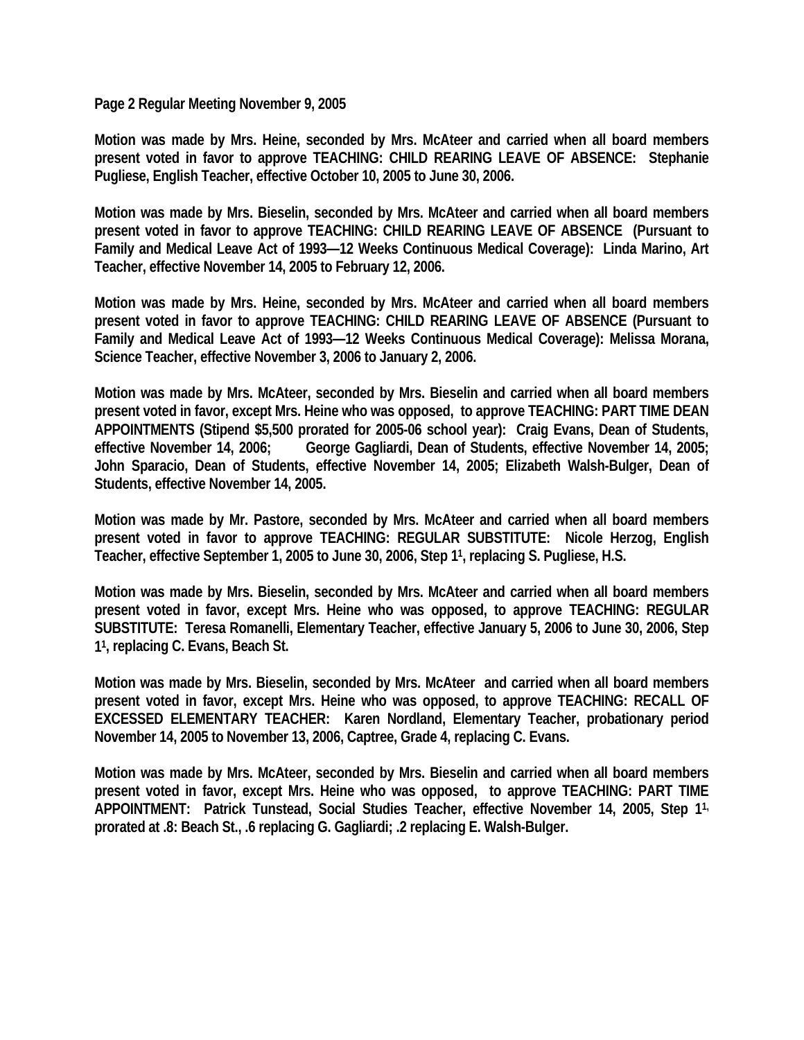**Page 2 Regular Meeting November 9, 2005**

**Motion was made by Mrs. Heine, seconded by Mrs. McAteer and carried when all board members present voted in favor to approve TEACHING: CHILD REARING LEAVE OF ABSENCE: Stephanie Pugliese, English Teacher, effective October 10, 2005 to June 30, 2006.**

**Motion was made by Mrs. Bieselin, seconded by Mrs. McAteer and carried when all board members present voted in favor to approve TEACHING: CHILD REARING LEAVE OF ABSENCE (Pursuant to Family and Medical Leave Act of 1993—12 Weeks Continuous Medical Coverage): Linda Marino, Art Teacher, effective November 14, 2005 to February 12, 2006.**

**Motion was made by Mrs. Heine, seconded by Mrs. McAteer and carried when all board members present voted in favor to approve TEACHING: CHILD REARING LEAVE OF ABSENCE (Pursuant to Family and Medical Leave Act of 1993—12 Weeks Continuous Medical Coverage): Melissa Morana, Science Teacher, effective November 3, 2006 to January 2, 2006.**

**Motion was made by Mrs. McAteer, seconded by Mrs. Bieselin and carried when all board members present voted in favor, except Mrs. Heine who was opposed, to approve TEACHING: PART TIME DEAN APPOINTMENTS (Stipend $5,500 prorated for 2005-06 school year): Craig Evans, Dean of Students, effective November 14, 2006; George Gagliardi, Dean of Students, effective November 14, 2005; John Sparacio, Dean of Students, effective November 14, 2005; Elizabeth Walsh-Bulger, Dean of Students, effective November 14, 2005.**

**Motion was made by Mr. Pastore, seconded by Mrs. McAteer and carried when all board members present voted in favor to approve TEACHING: REGULAR SUBSTITUTE: Nicole Herzog, English Teacher, effective September 1, 2005 to June 30, 2006, Step 1[1], replacing S. Pugliese, H.S.**

**Motion was made by Mrs. Bieselin, seconded by Mrs. McAteer and carried when all board members present voted in favor, except Mrs. Heine who was opposed, to approve TEACHING: REGULAR SUBSTITUTE: Teresa Romanelli, Elementary Teacher, effective January 5, 2006 to June 30, 2006, Step 1[1], replacing C. Evans, Beach St.**

**Motion was made by Mrs. Bieselin, seconded by Mrs. McAteer and carried when all board members present voted in favor, except Mrs. Heine who was opposed, to approve TEACHING: RECALL OF EXCESSED ELEMENTARY TEACHER: Karen Nordland, Elementary Teacher, probationary period November 14, 2005 to November 13, 2006, Captree, Grade 4, replacing C. Evans.**

**Motion was made by Mrs. McAteer, seconded by Mrs. Bieselin and carried when all board members present voted in favor, except Mrs. Heine who was opposed, to approve TEACHING: PART TIME APPOINTMENT: Patrick Tunstead, Social Studies Teacher, effective November 14, 2005, Step 1[1], prorated at .8: Beach St., .6 replacing G. Gagliardi; .2 replacing E. Walsh-Bulger.**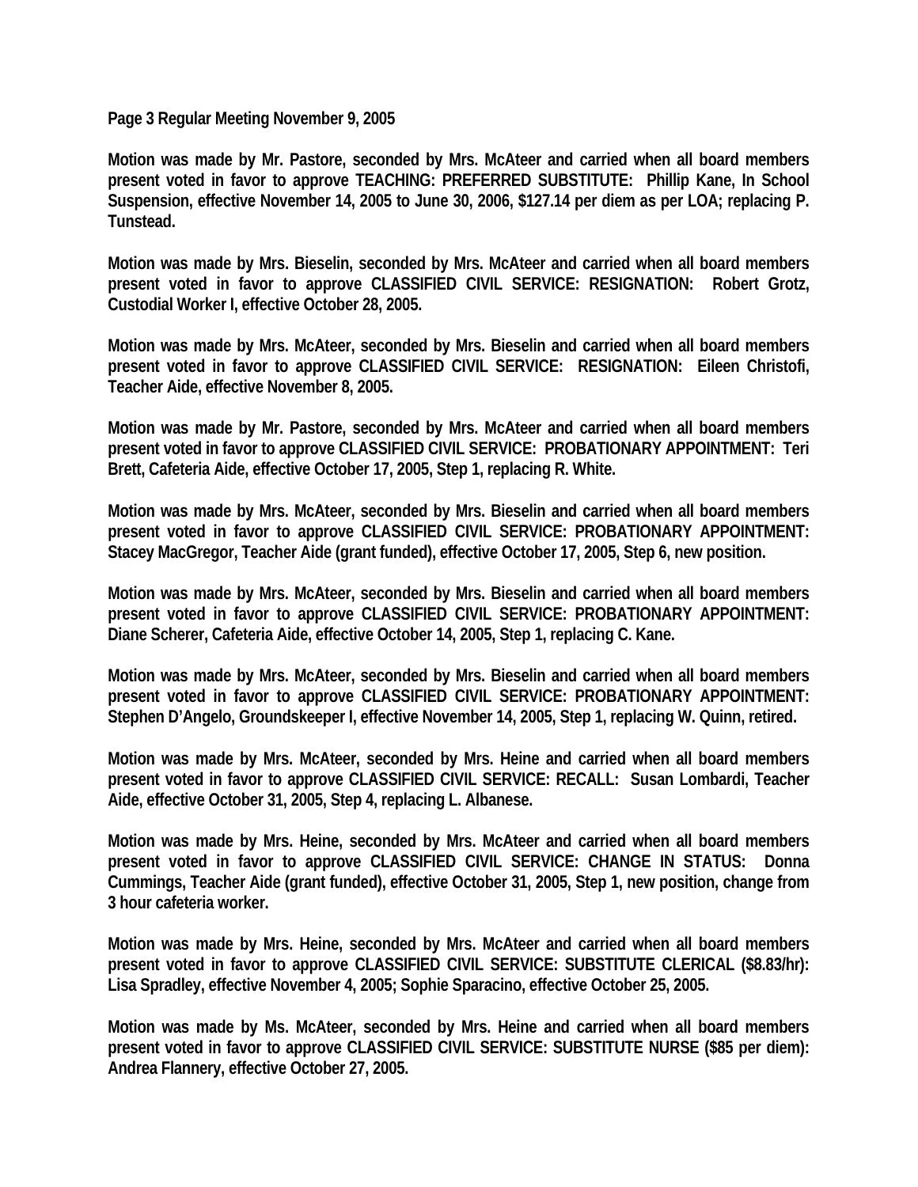Page 3 Regular Meeting November 9, 2005

Motion was made by Mr. Pastore, seconded by Mrs. McAteer and carried when all board members present voted in favor to approve TEACHING: PREFERRED SUBSTITUTE: Phillip Kane, In School Suspension, effective November 14, 2005 to June 30, 2006, $127.14 per diem as per LOA; replacing P. Tunstead.

Motion was made by Mrs. Bieselin, seconded by Mrs. McAteer and carried when all board members present voted in favor to approve CLASSIFIED CIVIL SERVICE: RESIGNATION: Robert Grotz, Custodial Worker I, effective October 28, 2005.

Motion was made by Mrs. McAteer, seconded by Mrs. Bieselin and carried when all board members present voted in favor to approve CLASSIFIED CIVIL SERVICE: RESIGNATION: Eileen Christofi, Teacher Aide, effective November 8, 2005.

Motion was made by Mr. Pastore, seconded by Mrs. McAteer and carried when all board members present voted in favor to approve CLASSIFIED CIVIL SERVICE: PROBATIONARY APPOINTMENT: Teri Brett, Cafeteria Aide, effective October 17, 2005, Step 1, replacing R. White.

Motion was made by Mrs. McAteer, seconded by Mrs. Bieselin and carried when all board members present voted in favor to approve CLASSIFIED CIVIL SERVICE: PROBATIONARY APPOINTMENT: Stacey MacGregor, Teacher Aide (grant funded), effective October 17, 2005, Step 6, new position.

Motion was made by Mrs. McAteer, seconded by Mrs. Bieselin and carried when all board members present voted in favor to approve CLASSIFIED CIVIL SERVICE: PROBATIONARY APPOINTMENT: Diane Scherer, Cafeteria Aide, effective October 14, 2005, Step 1, replacing C. Kane.

Motion was made by Mrs. McAteer, seconded by Mrs. Bieselin and carried when all board members present voted in favor to approve CLASSIFIED CIVIL SERVICE: PROBATIONARY APPOINTMENT: Stephen D'Angelo, Groundskeeper I, effective November 14, 2005, Step 1, replacing W. Quinn, retired.

Motion was made by Mrs. McAteer, seconded by Mrs. Heine and carried when all board members present voted in favor to approve CLASSIFIED CIVIL SERVICE: RECALL: Susan Lombardi, Teacher Aide, effective October 31, 2005, Step 4, replacing L. Albanese.

Motion was made by Mrs. Heine, seconded by Mrs. McAteer and carried when all board members present voted in favor to approve CLASSIFIED CIVIL SERVICE: CHANGE IN STATUS: Donna Cummings, Teacher Aide (grant funded), effective October 31, 2005, Step 1, new position, change from 3 hour cafeteria worker.

Motion was made by Mrs. Heine, seconded by Mrs. McAteer and carried when all board members present voted in favor to approve CLASSIFIED CIVIL SERVICE: SUBSTITUTE CLERICAL ($8.83/hr): Lisa Spradley, effective November 4, 2005; Sophie Sparacino, effective October 25, 2005.

Motion was made by Ms. McAteer, seconded by Mrs. Heine and carried when all board members present voted in favor to approve CLASSIFIED CIVIL SERVICE: SUBSTITUTE NURSE ($85 per diem): Andrea Flannery, effective October 27, 2005.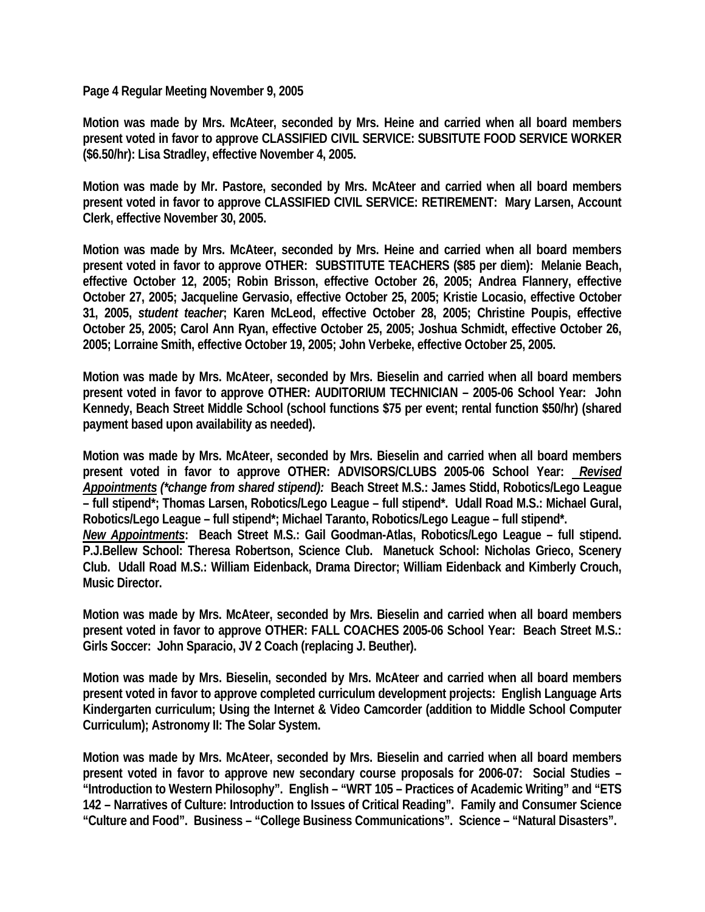**Page 4 Regular Meeting November 9, 2005**

**Motion was made by Mrs. McAteer, seconded by Mrs. Heine and carried when all board members present voted in favor to approve CLASSIFIED CIVIL SERVICE: SUBSITUTE FOOD SERVICE WORKER ($6.50/hr): Lisa Stradley, effective November 4, 2005.**

**Motion was made by Mr. Pastore, seconded by Mrs. McAteer and carried when all board members present voted in favor to approve CLASSIFIED CIVIL SERVICE: RETIREMENT: Mary Larsen, Account Clerk, effective November 30, 2005.**

**Motion was made by Mrs. McAteer, seconded by Mrs. Heine and carried when all board members present voted in favor to approve OTHER: SUBSTITUTE TEACHERS ($85 per diem): Melanie Beach, effective October 12, 2005; Robin Brisson, effective October 26, 2005; Andrea Flannery, effective October 27, 2005; Jacqueline Gervasio, effective October 25, 2005; Kristie Locasio, effective October 31, 2005, *student teacher*; Karen McLeod, effective October 28, 2005; Christine Poupis, effective October 25, 2005; Carol Ann Ryan, effective October 25, 2005; Joshua Schmidt, effective October 26, 2005; Lorraine Smith, effective October 19, 2005; John Verbeke, effective October 25, 2005.**

**Motion was made by Mrs. McAteer, seconded by Mrs. Bieselin and carried when all board members present voted in favor to approve OTHER: AUDITORIUM TECHNICIAN – 2005-06 School Year: John Kennedy, Beach Street Middle School (school functions $75 per event; rental function $50/hr) (shared payment based upon availability as needed).**

**Motion was made by Mrs. McAteer, seconded by Mrs. Bieselin and carried when all board members present voted in favor to approve OTHER: ADVISORS/CLUBS 2005-06 School Year: *Revised Appointments (\*change from shared stipend):* Beach Street M.S.: James Stidd, Robotics/Lego League – full stipend\*; Thomas Larsen, Robotics/Lego League – full stipend\*. Udall Road M.S.: Michael Gural, Robotics/Lego League – full stipend\*; Michael Taranto, Robotics/Lego League – full stipend\*.**
***New Appointments*: Beach Street M.S.: Gail Goodman-Atlas, Robotics/Lego League – full stipend. P.J.Bellew School: Theresa Robertson, Science Club. Manetuck School: Nicholas Grieco, Scenery Club. Udall Road M.S.: William Eidenback, Drama Director; William Eidenback and Kimberly Crouch, Music Director.**

**Motion was made by Mrs. McAteer, seconded by Mrs. Bieselin and carried when all board members present voted in favor to approve OTHER: FALL COACHES 2005-06 School Year: Beach Street M.S.: Girls Soccer: John Sparacio, JV 2 Coach (replacing J. Beuther).**

**Motion was made by Mrs. Bieselin, seconded by Mrs. McAteer and carried when all board members present voted in favor to approve completed curriculum development projects: English Language Arts Kindergarten curriculum; Using the Internet & Video Camcorder (addition to Middle School Computer Curriculum); Astronomy II: The Solar System.**

**Motion was made by Mrs. McAteer, seconded by Mrs. Bieselin and carried when all board members present voted in favor to approve new secondary course proposals for 2006-07: Social Studies – "Introduction to Western Philosophy". English – "WRT 105 – Practices of Academic Writing" and "ETS 142 – Narratives of Culture: Introduction to Issues of Critical Reading". Family and Consumer Science "Culture and Food". Business – "College Business Communications". Science – "Natural Disasters".**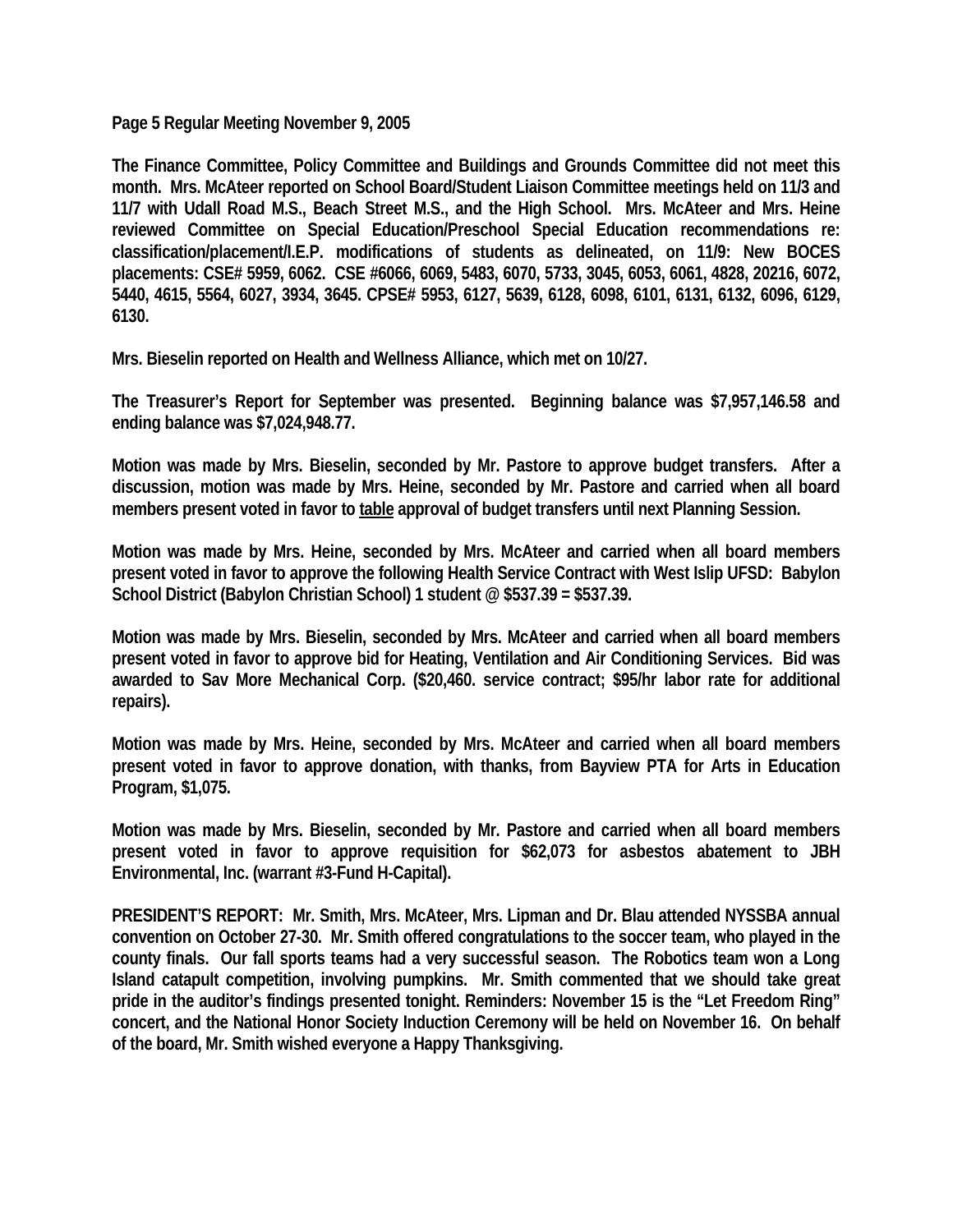**Page 5 Regular Meeting November 9, 2005**

**The Finance Committee, Policy Committee and Buildings and Grounds Committee did not meet this month. Mrs. McAteer reported on School Board/Student Liaison Committee meetings held on 11/3 and 11/7 with Udall Road M.S., Beach Street M.S., and the High School. Mrs. McAteer and Mrs. Heine reviewed Committee on Special Education/Preschool Special Education recommendations re: classification/placement/I.E.P. modifications of students as delineated, on 11/9: New BOCES placements: CSE# 5959, 6062. CSE #6066, 6069, 5483, 6070, 5733, 3045, 6053, 6061, 4828, 20216, 6072, 5440, 4615, 5564, 6027, 3934, 3645. CPSE# 5953, 6127, 5639, 6128, 6098, 6101, 6131, 6132, 6096, 6129, 6130.**

**Mrs. Bieselin reported on Health and Wellness Alliance, which met on 10/27.**

**The Treasurer's Report for September was presented. Beginning balance was $7,957,146.58 and ending balance was $7,024,948.77.**

**Motion was made by Mrs. Bieselin, seconded by Mr. Pastore to approve budget transfers. After a discussion, motion was made by Mrs. Heine, seconded by Mr. Pastore and carried when all board members present voted in favor to <u>table</u> approval of budget transfers until next Planning Session.**

**Motion was made by Mrs. Heine, seconded by Mrs. McAteer and carried when all board members present voted in favor to approve the following Health Service Contract with West Islip UFSD: Babylon School District (Babylon Christian School) 1 student @ $537.39 = $537.39.**

**Motion was made by Mrs. Bieselin, seconded by Mrs. McAteer and carried when all board members present voted in favor to approve bid for Heating, Ventilation and Air Conditioning Services. Bid was awarded to Sav More Mechanical Corp. ($20,460. service contract; $95/hr labor rate for additional repairs).**

**Motion was made by Mrs. Heine, seconded by Mrs. McAteer and carried when all board members present voted in favor to approve donation, with thanks, from Bayview PTA for Arts in Education Program, $1,075.**

**Motion was made by Mrs. Bieselin, seconded by Mr. Pastore and carried when all board members present voted in favor to approve requisition for $62,073 for asbestos abatement to JBH Environmental, Inc. (warrant #3-Fund H-Capital).**

**PRESIDENT'S REPORT: Mr. Smith, Mrs. McAteer, Mrs. Lipman and Dr. Blau attended NYSSBA annual convention on October 27-30. Mr. Smith offered congratulations to the soccer team, who played in the county finals. Our fall sports teams had a very successful season. The Robotics team won a Long Island catapult competition, involving pumpkins. Mr. Smith commented that we should take great pride in the auditor's findings presented tonight. Reminders: November 15 is the "Let Freedom Ring" concert, and the National Honor Society Induction Ceremony will be held on November 16. On behalf of the board, Mr. Smith wished everyone a Happy Thanksgiving.**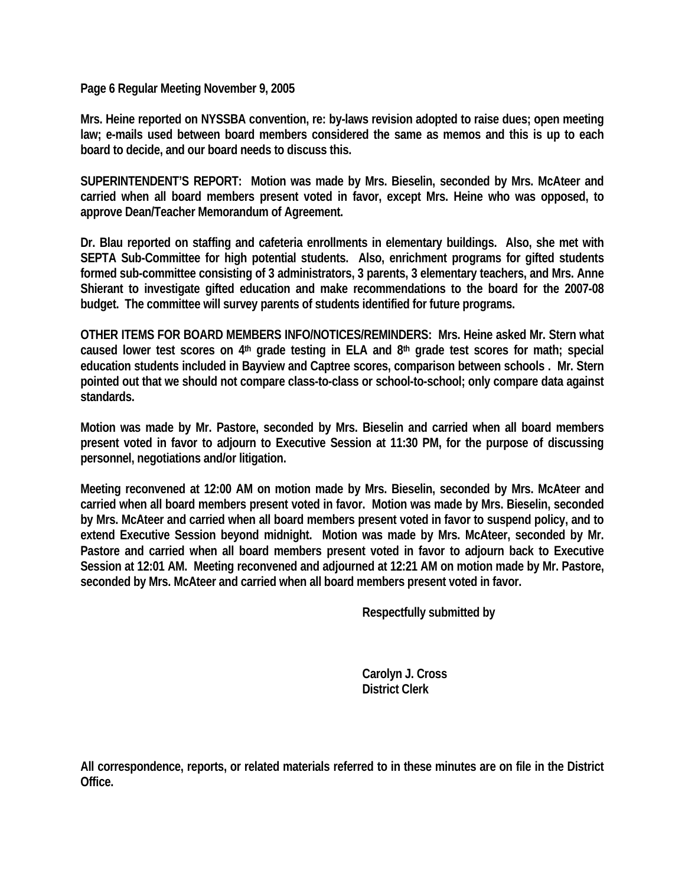**Mrs. Heine reported on NYSSBA convention, re: by-laws revision adopted to raise dues; open meeting law; e-mails used between board members considered the same as memos and this is up to each board to decide, and our board needs to discuss this.**

**SUPERINTENDENT'S REPORT: Motion was made by Mrs. Bieselin, seconded by Mrs. McAteer and carried when all board members present voted in favor, except Mrs. Heine who was opposed, to approve Dean/Teacher Memorandum of Agreement.**

**Dr. Blau reported on staffing and cafeteria enrollments in elementary buildings. Also, she met with SEPTA Sub-Committee for high potential students. Also, enrichment programs for gifted students formed sub-committee consisting of 3 administrators, 3 parents, 3 elementary teachers, and Mrs. Anne Shierant to investigate gifted education and make recommendations to the board for the 2007-08 budget. The committee will survey parents of students identified for future programs.**

**OTHER ITEMS FOR BOARD MEMBERS INFO/NOTICES/REMINDERS: Mrs. Heine asked Mr. Stern what caused lower test scores on 4th grade testing in ELA and 8th grade test scores for math; special education students included in Bayview and Captree scores, comparison between schools . Mr. Stern pointed out that we should not compare class-to-class or school-to-school; only compare data against standards.**

**Motion was made by Mr. Pastore, seconded by Mrs. Bieselin and carried when all board members present voted in favor to adjourn to Executive Session at 11:30 PM, for the purpose of discussing personnel, negotiations and/or litigation.**

**Meeting reconvened at 12:00 AM on motion made by Mrs. Bieselin, seconded by Mrs. McAteer and carried when all board members present voted in favor. Motion was made by Mrs. Bieselin, seconded by Mrs. McAteer and carried when all board members present voted in favor to suspend policy, and to extend Executive Session beyond midnight. Motion was made by Mrs. McAteer, seconded by Mr. Pastore and carried when all board members present voted in favor to adjourn back to Executive Session at 12:01 AM. Meeting reconvened and adjourned at 12:21 AM on motion made by Mr. Pastore, seconded by Mrs. McAteer and carried when all board members present voted in favor.**

**Respectfully submitted by**

**Carolyn J. Cross**
**District Clerk**

**All correspondence, reports, or related materials referred to in these minutes are on file in the District Office.**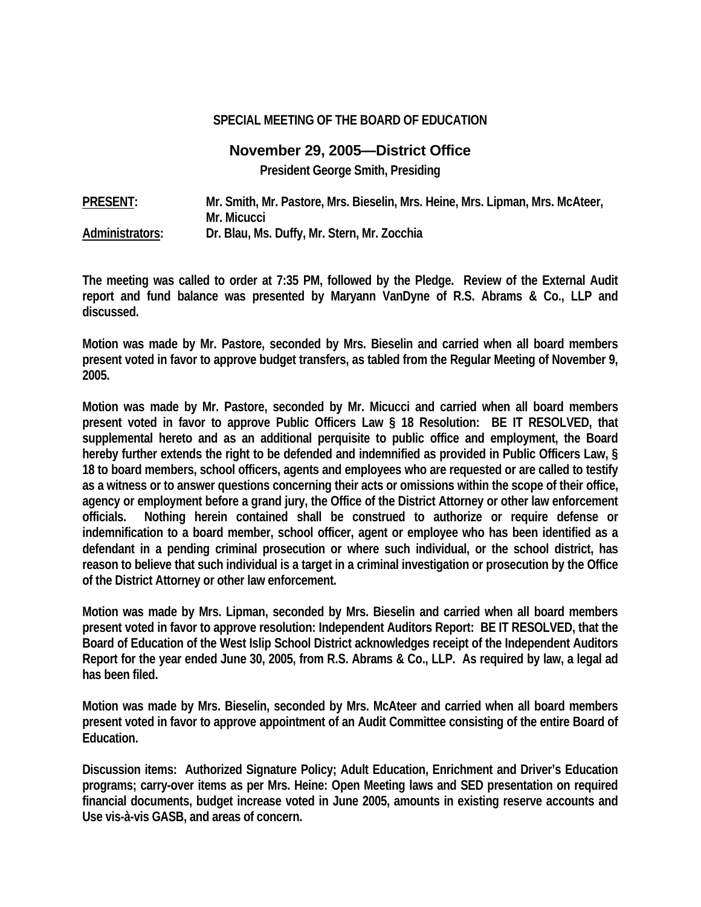**SPECIAL MEETING OF THE BOARD OF EDUCATION**

**November 29, 2005—District Office**

**President George Smith, Presiding**

**PRESENT:** Mr. Smith, Mr. Pastore, Mrs. Bieselin, Mrs. Heine, Mrs. Lipman, Mrs. McAteer, Mr. Micucci

**Administrators:** Dr. Blau, Ms. Duffy, Mr. Stern, Mr. Zocchia

The meeting was called to order at 7:35 PM, followed by the Pledge. Review of the External Audit report and fund balance was presented by Maryann VanDyne of R.S. Abrams & Co., LLP and discussed.

Motion was made by Mr. Pastore, seconded by Mrs. Bieselin and carried when all board members present voted in favor to approve budget transfers, as tabled from the Regular Meeting of November 9, 2005.

Motion was made by Mr. Pastore, seconded by Mr. Micucci and carried when all board members present voted in favor to approve Public Officers Law § 18 Resolution: BE IT RESOLVED, that supplemental hereto and as an additional perquisite to public office and employment, the Board hereby further extends the right to be defended and indemnified as provided in Public Officers Law, § 18 to board members, school officers, agents and employees who are requested or are called to testify as a witness or to answer questions concerning their acts or omissions within the scope of their office, agency or employment before a grand jury, the Office of the District Attorney or other law enforcement officials. Nothing herein contained shall be construed to authorize or require defense or indemnification to a board member, school officer, agent or employee who has been identified as a defendant in a pending criminal prosecution or where such individual, or the school district, has reason to believe that such individual is a target in a criminal investigation or prosecution by the Office of the District Attorney or other law enforcement.

Motion was made by Mrs. Lipman, seconded by Mrs. Bieselin and carried when all board members present voted in favor to approve resolution: Independent Auditors Report: BE IT RESOLVED, that the Board of Education of the West Islip School District acknowledges receipt of the Independent Auditors Report for the year ended June 30, 2005, from R.S. Abrams & Co., LLP. As required by law, a legal ad has been filed.

Motion was made by Mrs. Bieselin, seconded by Mrs. McAteer and carried when all board members present voted in favor to approve appointment of an Audit Committee consisting of the entire Board of Education.

Discussion items: Authorized Signature Policy; Adult Education, Enrichment and Driver's Education programs; carry-over items as per Mrs. Heine: Open Meeting laws and SED presentation on required financial documents, budget increase voted in June 2005, amounts in existing reserve accounts and Use vis-à-vis GASB, and areas of concern.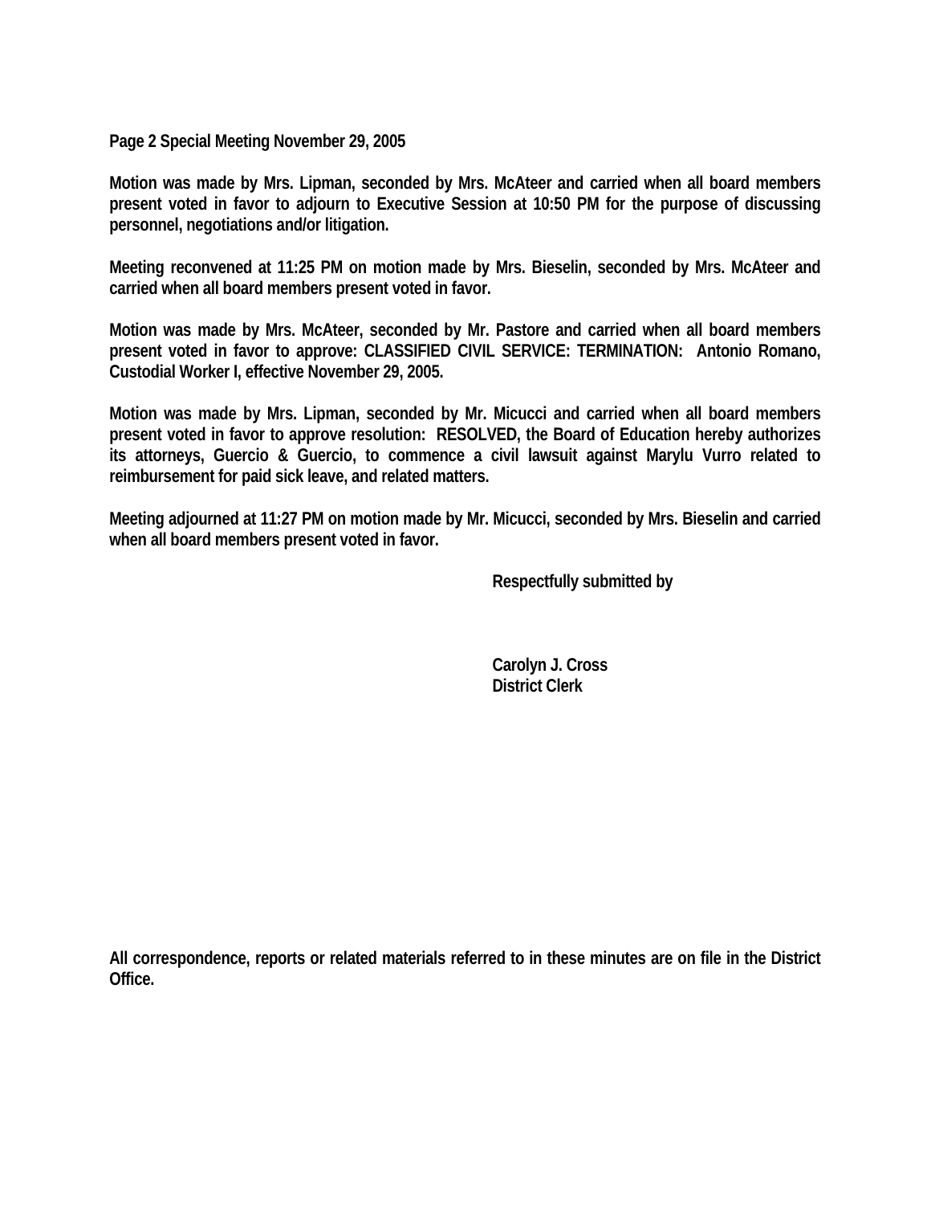**Page 2 Special Meeting November 29, 2005**

**Motion was made by Mrs. Lipman, seconded by Mrs. McAteer and carried when all board members present voted in favor to adjourn to Executive Session at 10:50 PM for the purpose of discussing personnel, negotiations and/or litigation.**

**Meeting reconvened at 11:25 PM on motion made by Mrs. Bieselin, seconded by Mrs. McAteer and carried when all board members present voted in favor.**

**Motion was made by Mrs. McAteer, seconded by Mr. Pastore and carried when all board members present voted in favor to approve: CLASSIFIED CIVIL SERVICE: TERMINATION: Antonio Romano, Custodial Worker I, effective November 29, 2005.**

**Motion was made by Mrs. Lipman, seconded by Mr. Micucci and carried when all board members present voted in favor to approve resolution: RESOLVED, the Board of Education hereby authorizes its attorneys, Guercio & Guercio, to commence a civil lawsuit against Marylu Vurro related to reimbursement for paid sick leave, and related matters.**

**Meeting adjourned at 11:27 PM on motion made by Mr. Micucci, seconded by Mrs. Bieselin and carried when all board members present voted in favor.**

**Respectfully submitted by**

**Carolyn J. Cross**
**District Clerk**

**All correspondence, reports or related materials referred to in these minutes are on file in the District Office.**